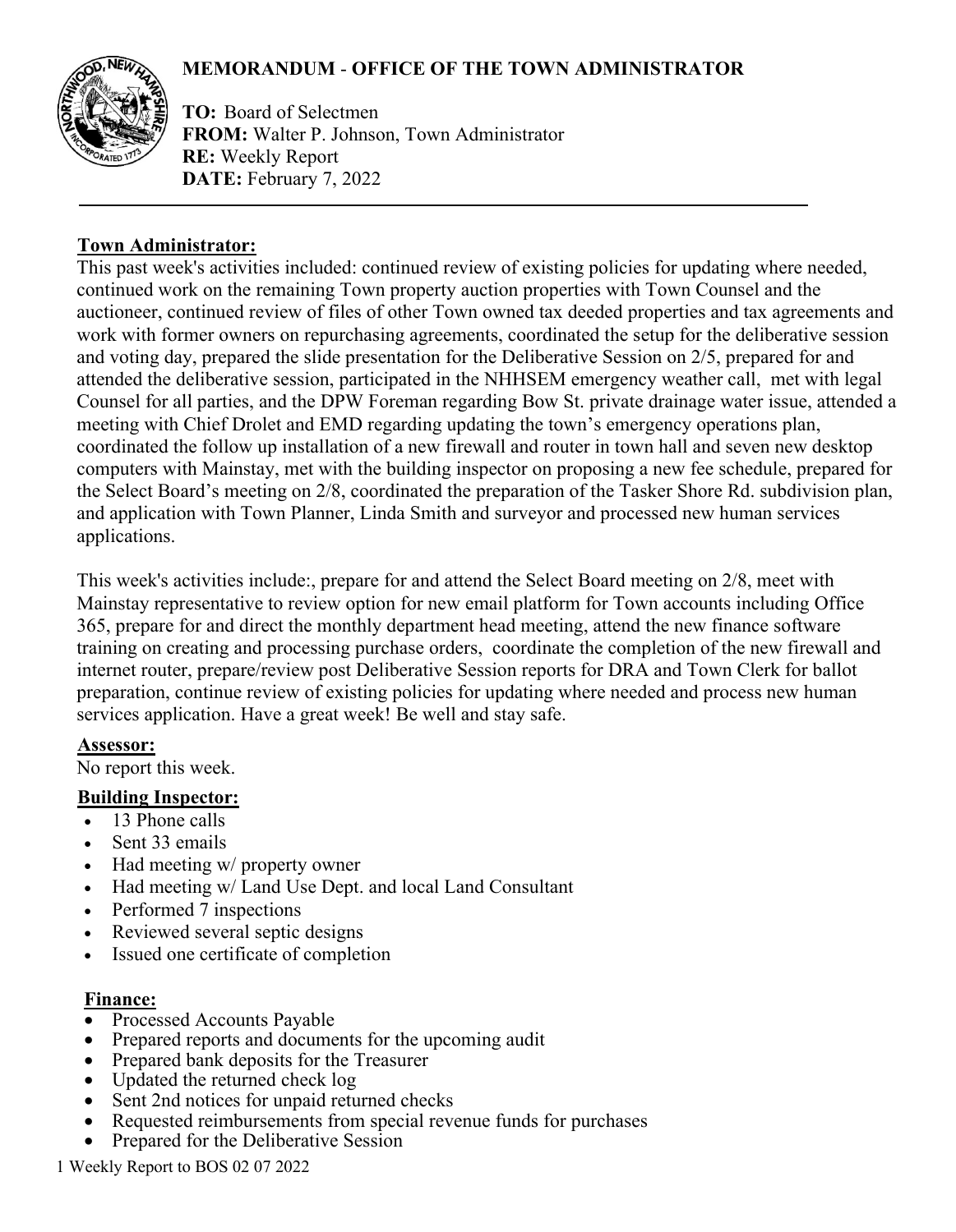# MEMORANDUM - OFFICE OF THE TOWN ADMINISTRATOR

**TO:** Board of Selectmen
**FROM:** Walter P. Johnson, Town Administrator
**RE:** Weekly Report
**DATE:** February 7, 2022

---

## Town Administrator:

This past week's activities included: continued review of existing policies for updating where needed, continued work on the remaining Town property auction properties with Town Counsel and the auctioneer, continued review of files of other Town owned tax deeded properties and tax agreements and work with former owners on repurchasing agreements, coordinated the setup for the deliberative session and voting day, prepared the slide presentation for the Deliberative Session on 2/5, prepared for and attended the deliberative session, participated in the NHHSEM emergency weather call, met with legal Counsel for all parties, and the DPW Foreman regarding Bow St. private drainage water issue, attended a meeting with Chief Drolet and EMD regarding updating the town's emergency operations plan, coordinated the follow up installation of a new firewall and router in town hall and seven new desktop computers with Mainstay, met with the building inspector on proposing a new fee schedule, prepared for the Select Board's meeting on 2/8, coordinated the preparation of the Tasker Shore Rd. subdivision plan, and application with Town Planner, Linda Smith and surveyor and processed new human services applications.

This week's activities include:, prepare for and attend the Select Board meeting on 2/8, meet with Mainstay representative to review option for new email platform for Town accounts including Office 365, prepare for and direct the monthly department head meeting, attend the new finance software training on creating and processing purchase orders, coordinate the completion of the new firewall and internet router, prepare/review post Deliberative Session reports for DRA and Town Clerk for ballot preparation, continue review of existing policies for updating where needed and process new human services application. Have a great week! Be well and stay safe.

## Assessor:

No report this week.

## Building Inspector:

- 13 Phone calls
- Sent 33 emails
- Had meeting w/ property owner
- Had meeting w/ Land Use Dept. and local Land Consultant
- Performed 7 inspections
- Reviewed several septic designs
- Issued one certificate of completion

## Finance:

- Processed Accounts Payable
- Prepared reports and documents for the upcoming audit
- Prepared bank deposits for the Treasurer
- Updated the returned check log
- Sent 2nd notices for unpaid returned checks
- Requested reimbursements from special revenue funds for purchases
- Prepared for the Deliberative Session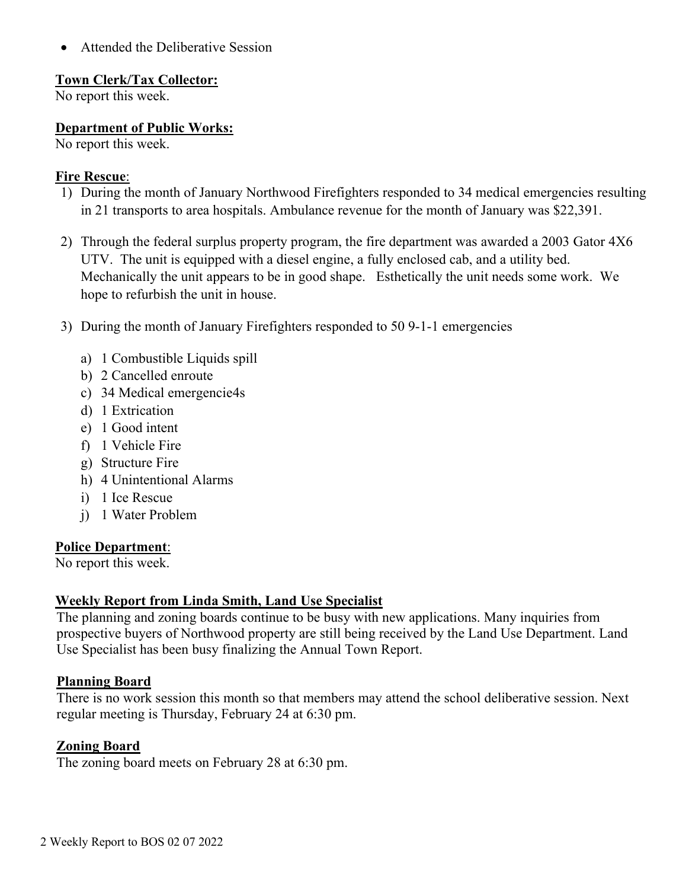- Attended the Deliberative Session

**Town Clerk/Tax Collector:**
No report this week.

**Department of Public Works:**
No report this week.

**Fire Rescue**:

1) During the month of January Northwood Firefighters responded to 34 medical emergencies resulting in 21 transports to area hospitals. Ambulance revenue for the month of January was $22,391.

2) Through the federal surplus property program, the fire department was awarded a 2003 Gator 4X6 UTV. The unit is equipped with a diesel engine, a fully enclosed cab, and a utility bed. Mechanically the unit appears to be in good shape. Esthetically the unit needs some work. We hope to refurbish the unit in house.

3) During the month of January Firefighters responded to 50 9-1-1 emergencies
   a) 1 Combustible Liquids spill
   b) 2 Cancelled enroute
   c) 34 Medical emergencie4s
   d) 1 Extrication
   e) 1 Good intent
   f) 1 Vehicle Fire
   g) Structure Fire
   h) 4 Unintentional Alarms
   i) 1 Ice Rescue
   j) 1 Water Problem

**Police Department**:
No report this week.

**Weekly Report from Linda Smith, Land Use Specialist**
The planning and zoning boards continue to be busy with new applications. Many inquiries from prospective buyers of Northwood property are still being received by the Land Use Department. Land Use Specialist has been busy finalizing the Annual Town Report.

**Planning Board**
There is no work session this month so that members may attend the school deliberative session. Next regular meeting is Thursday, February 24 at 6:30 pm.

**Zoning Board**
The zoning board meets on February 28 at 6:30 pm.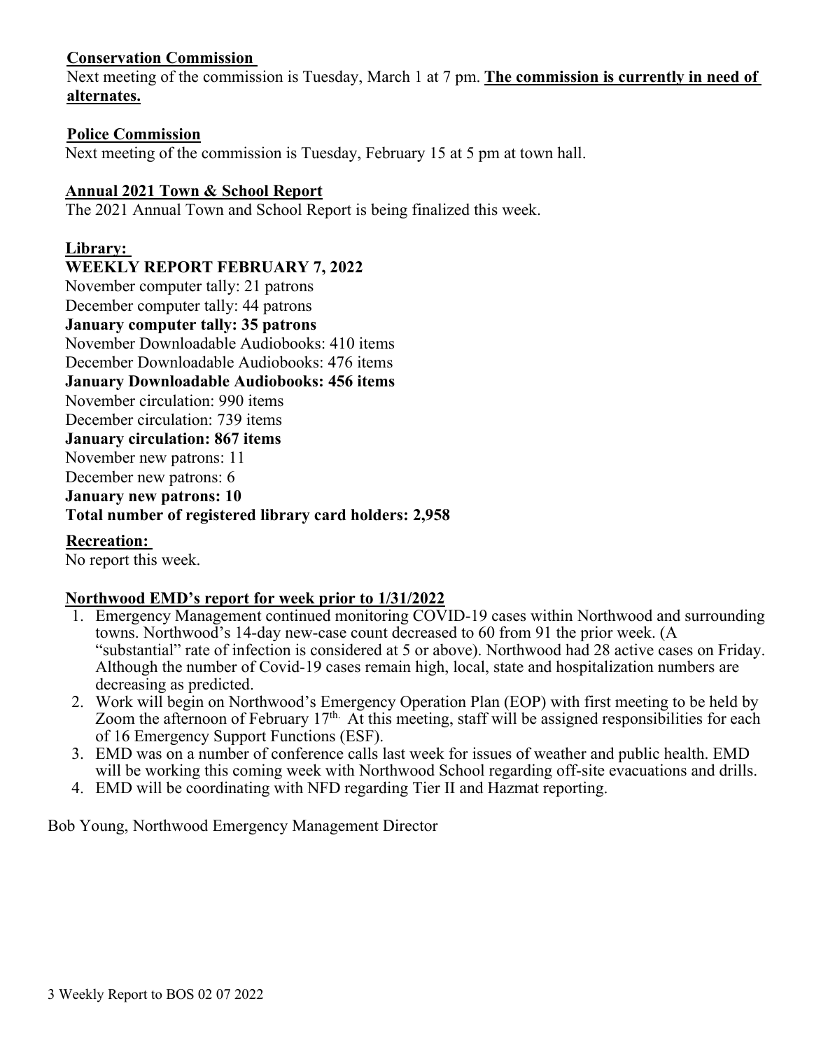**Conservation Commission**

Next meeting of the commission is Tuesday, March 1 at 7 pm. **The commission is currently in need of alternates.**

**Police Commission**

Next meeting of the commission is Tuesday, February 15 at 5 pm at town hall.

**Annual 2021 Town & School Report**

The 2021 Annual Town and School Report is being finalized this week.

**Library:**

**WEEKLY REPORT FEBRUARY 7, 2022**

November computer tally: 21 patrons
December computer tally: 44 patrons
**January computer tally: 35 patrons**
November Downloadable Audiobooks: 410 items
December Downloadable Audiobooks: 476 items
**January Downloadable Audiobooks: 456 items**
November circulation: 990 items
December circulation: 739 items
**January circulation: 867 items**
November new patrons: 11
December new patrons: 6
**January new patrons: 10**
**Total number of registered library card holders: 2,958**

**Recreation:**

No report this week.

**Northwood EMD's report for week prior to 1/31/2022**

1. Emergency Management continued monitoring COVID-19 cases within Northwood and surrounding towns. Northwood's 14-day new-case count decreased to 60 from 91 the prior week. (A "substantial" rate of infection is considered at 5 or above). Northwood had 28 active cases on Friday. Although the number of Covid-19 cases remain high, local, state and hospitalization numbers are decreasing as predicted.
2. Work will begin on Northwood's Emergency Operation Plan (EOP) with first meeting to be held by Zoom the afternoon of February 17th. At this meeting, staff will be assigned responsibilities for each of 16 Emergency Support Functions (ESF).
3. EMD was on a number of conference calls last week for issues of weather and public health. EMD will be working this coming week with Northwood School regarding off-site evacuations and drills.
4. EMD will be coordinating with NFD regarding Tier II and Hazmat reporting.

Bob Young, Northwood Emergency Management Director